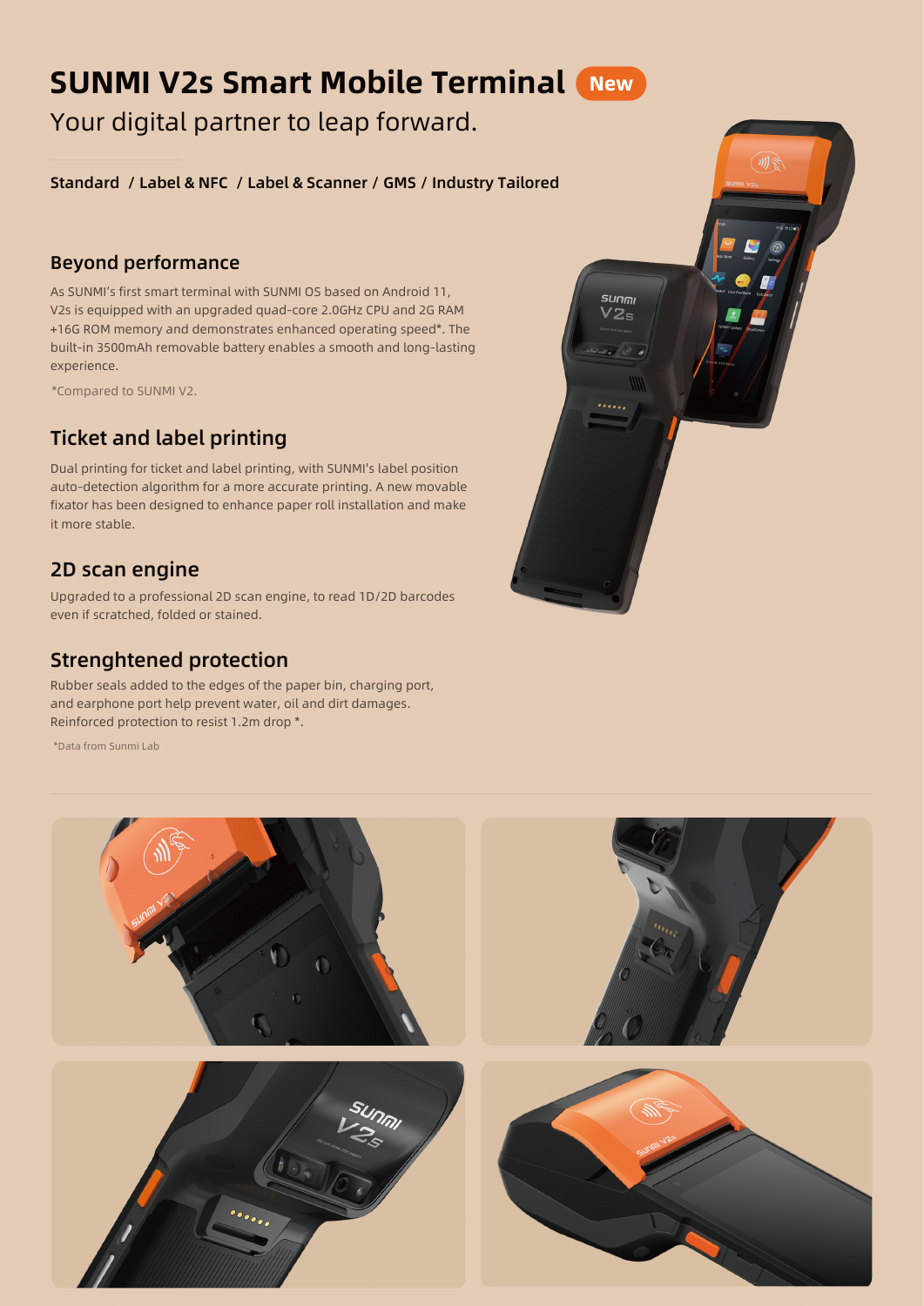# SUNMI V2s Smart Mobile Terminal New

Your digital partner to leap forward.

**Standard / Label & NFC / Label & Scanner / GMS / Industry Tailored**

## Beyond performance

As SUNMI's first smart terminal with SUNMI OS based on Android 11, V2s is equipped with an upgraded quad-core 2.0GHz CPU and 2G RAM +16G ROM memory and demonstrates enhanced operating speed*. The built-in 3500mAh removable battery enables a smooth and long-lasting experience.

*Compared to SUNMI V2.

## Ticket and label printing

Dual printing for ticket and label printing, with SUNMI's label position auto-detection algorithm for a more accurate printing. A new movable fixator has been designed to enhance paper roll installation and make it more stable.

## 2D scan engine

Upgraded to a professional 2D scan engine, to read 1D/2D barcodes even if scratched, folded or stained.

## Strenghtened protection

Rubber seals added to the edges of the paper bin, charging port, and earphone port help prevent water, oil and dirt damages. Reinforced protection to resist 1.2m drop *.

*Data from Sunmi Lab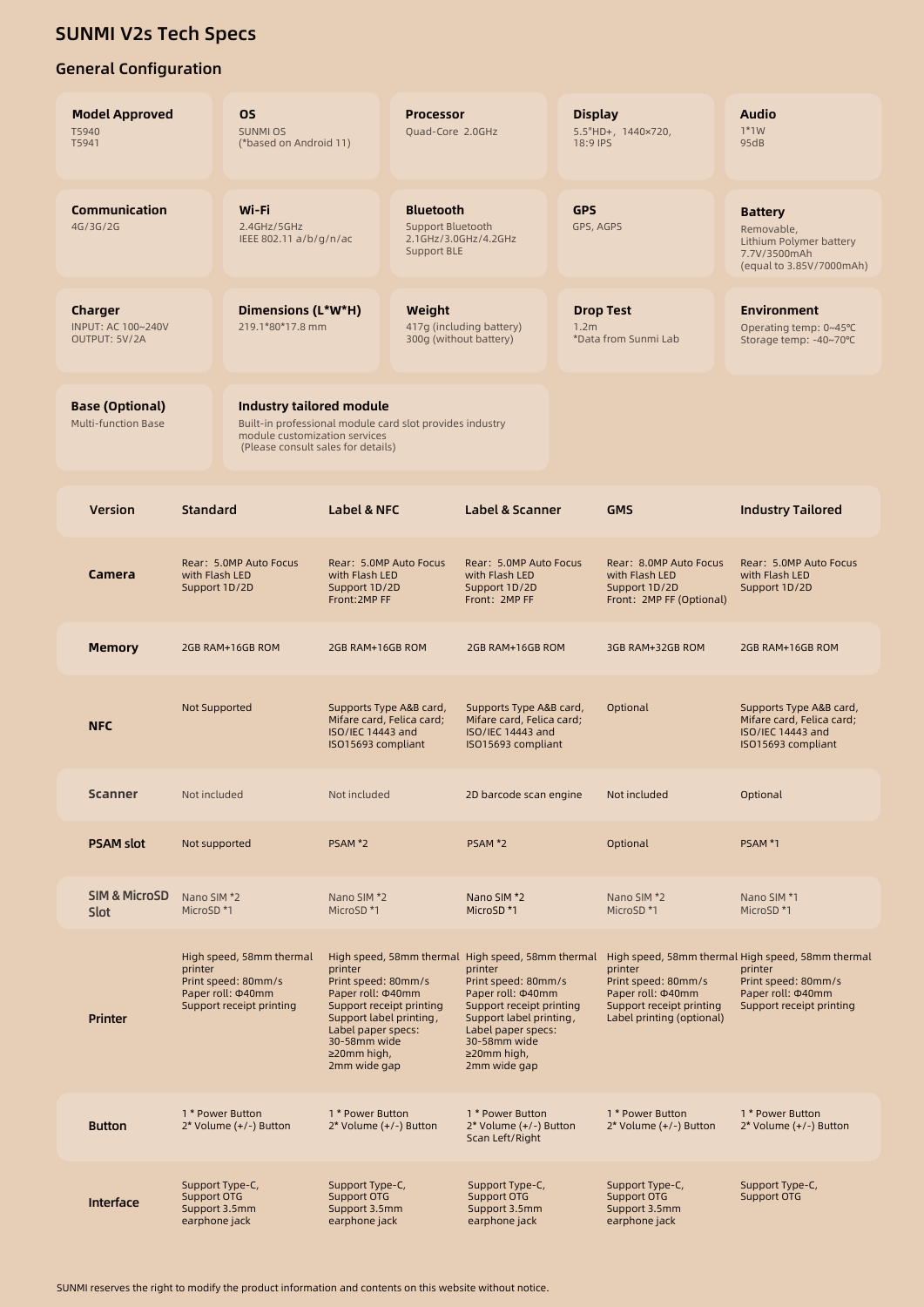# SUNMI V2s Tech Specs

## General Configuration

**Model Approved**
T5940
T5941

**OS**
SUNMI OS
(*based on Android 11)

**Processor**
Quad-Core 2.0GHz

**Display**
5.5"HD+, 1440×720,
18:9 IPS

**Audio**
1*1W
95dB

**Communication**
4G/3G/2G

**Wi-Fi**
2.4GHz/5GHz
IEEE 802.11 a/b/g/n/ac

**Bluetooth**
Support Bluetooth
2.1GHz/3.0GHz/4.2GHz
Support BLE

**GPS**
GPS, AGPS

**Battery**
Removable,
Lithium Polymer battery
7.7V/3500mAh
(equal to 3.85V/7000mAh)

**Charger**
INPUT: AC 100~240V
OUTPUT: 5V/2A

**Dimensions (L*W*H)**
219.1*80*17.8 mm

**Weight**
417g (including battery)
300g (without battery)

**Drop Test**
1.2m
*Data from Sunmi Lab

**Environment**
Operating temp: 0~45℃
Storage temp: -40~70℃

**Base (Optional)**
Multi-function Base

**Industry tailored module**
Built-in professional module card slot provides industry module customization services
(Please consult sales for details)

| Version | Standard | Label & NFC | Label & Scanner | GMS | Industry Tailored |
|---|---|---|---|---|---|
| **Camera** | Rear: 5.0MP Auto Focus with Flash LED<br>Support 1D/2D | Rear: 5.0MP Auto Focus with Flash LED<br>Support 1D/2D<br>Front:2MP FF | Rear: 5.0MP Auto Focus with Flash LED<br>Support 1D/2D<br>Front: 2MP FF | Rear: 8.0MP Auto Focus with Flash LED<br>Support 1D/2D<br>Front: 2MP FF (Optional) | Rear: 5.0MP Auto Focus with Flash LED<br>Support 1D/2D |
| **Memory** | 2GB RAM+16GB ROM | 2GB RAM+16GB ROM | 2GB RAM+16GB ROM | 3GB RAM+32GB ROM | 2GB RAM+16GB ROM |
| **NFC** | Not Supported | Supports Type A&B card, Mifare card, Felica card; ISO/IEC 14443 and ISO15693 compliant | Supports Type A&B card, Mifare card, Felica card; ISO/IEC 14443 and ISO15693 compliant | Optional | Supports Type A&B card, Mifare card, Felica card; ISO/IEC 14443 and ISO15693 compliant |
| **Scanner** | Not included | Not included | 2D barcode scan engine | Not included | Optional |
| **PSAM slot** | Not supported | PSAM *2 | PSAM *2 | Optional | PSAM *1 |
| **SIM & MicroSD Slot** | Nano SIM *2<br>MicroSD *1 | Nano SIM *2<br>MicroSD *1 | Nano SIM *2<br>MicroSD *1 | Nano SIM *2<br>MicroSD *1 | Nano SIM *1<br>MicroSD *1 |
| **Printer** | High speed, 58mm thermal printer<br>Print speed: 80mm/s<br>Paper roll: Φ40mm<br>Support receipt printing | High speed, 58mm thermal printer<br>Print speed: 80mm/s<br>Paper roll: Φ40mm<br>Support receipt printing<br>Support label printing,<br>Label paper specs:<br>30-58mm wide<br>≥20mm high,<br>2mm wide gap | High speed, 58mm thermal printer<br>Print speed: 80mm/s<br>Paper roll: Φ40mm<br>Support receipt printing<br>Support label printing,<br>Label paper specs:<br>30-58mm wide<br>≥20mm high,<br>2mm wide gap | High speed, 58mm thermal printer<br>Print speed: 80mm/s<br>Paper roll: Φ40mm<br>Support receipt printing<br>Label printing (optional) | High speed, 58mm thermal printer<br>Print speed: 80mm/s<br>Paper roll: Φ40mm<br>Support receipt printing |
| **Button** | 1 * Power Button<br>2* Volume (+/-) Button | 1 * Power Button<br>2* Volume (+/-) Button | 1 * Power Button<br>2* Volume (+/-) Button<br>Scan Left/Right | 1 * Power Button<br>2* Volume (+/-) Button | 1 * Power Button<br>2* Volume (+/-) Button |
| **Interface** | Support Type-C,<br>Support OTG<br>Support 3.5mm earphone jack | Support Type-C,<br>Support OTG<br>Support 3.5mm earphone jack | Support Type-C,<br>Support OTG<br>Support 3.5mm earphone jack | Support Type-C,<br>Support OTG<br>Support 3.5mm earphone jack | Support Type-C,<br>Support OTG |

SUNMI reserves the right to modify the product information and contents on this website without notice.